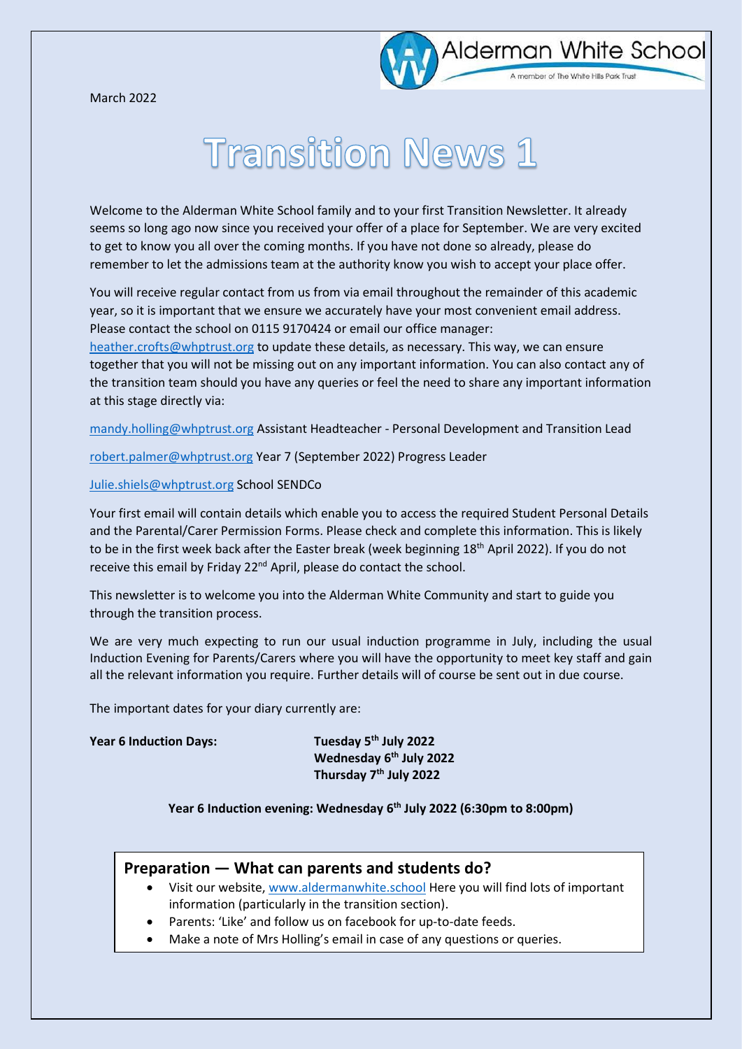March 2022

Alderman White School
A member of The White Hills Park Trust

# Transition News 1

Welcome to the Alderman White School family and to your first Transition Newsletter. It already seems so long ago now since you received your offer of a place for September. We are very excited to get to know you all over the coming months. If you have not done so already, please do remember to let the admissions team at the authority know you wish to accept your place offer.

You will receive regular contact from us from via email throughout the remainder of this academic year, so it is important that we ensure we accurately have your most convenient email address. Please contact the school on 0115 9170424 or email our office manager: heather.crofts@whptrust.org to update these details, as necessary. This way, we can ensure together that you will not be missing out on any important information. You can also contact any of the transition team should you have any queries or feel the need to share any important information at this stage directly via:

mandy.holling@whptrust.org Assistant Headteacher - Personal Development and Transition Lead

robert.palmer@whptrust.org Year 7 (September 2022) Progress Leader

Julie.shiels@whptrust.org School SENDCo

Your first email will contain details which enable you to access the required Student Personal Details and the Parental/Carer Permission Forms. Please check and complete this information. This is likely to be in the first week back after the Easter break (week beginning 18th April 2022). If you do not receive this email by Friday 22nd April, please do contact the school.

This newsletter is to welcome you into the Alderman White Community and start to guide you through the transition process.

We are very much expecting to run our usual induction programme in July, including the usual Induction Evening for Parents/Carers where you will have the opportunity to meet key staff and gain all the relevant information you require. Further details will of course be sent out in due course.

The important dates for your diary currently are:

**Year 6 Induction Days:** **Tuesday 5th July 2022**
**Wednesday 6th July 2022**
**Thursday 7th July 2022**

**Year 6 Induction evening: Wednesday 6th July 2022 (6:30pm to 8:00pm)**

## Preparation — What can parents and students do?

- Visit our website, www.aldermanwhite.school Here you will find lots of important information (particularly in the transition section).
- Parents: 'Like' and follow us on facebook for up-to-date feeds.
- Make a note of Mrs Holling's email in case of any questions or queries.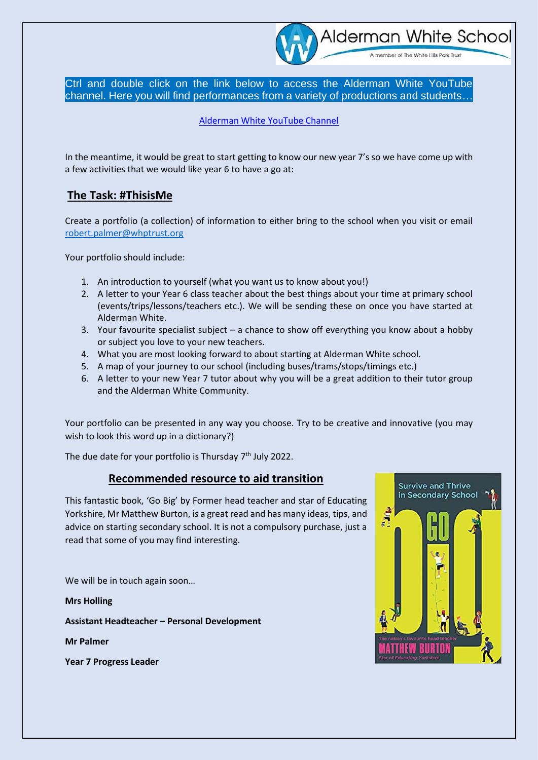Ctrl and double click on the link below to access the Alderman White YouTube channel. Here you will find performances from a variety of productions and students…

[Alderman White YouTube Channel]

In the meantime, it would be great to start getting to know our new year 7's so we have come up with a few activities that we would like year 6 to have a go at:

## The Task: #ThisisMe

Create a portfolio (a collection) of information to either bring to the school when you visit or email robert.palmer@whptrust.org

Your portfolio should include:

1. An introduction to yourself (what you want us to know about you!)
2. A letter to your Year 6 class teacher about the best things about your time at primary school (events/trips/lessons/teachers etc.). We will be sending these on once you have started at Alderman White.
3. Your favourite specialist subject – a chance to show off everything you know about a hobby or subject you love to your new teachers.
4. What you are most looking forward to about starting at Alderman White school.
5. A map of your journey to our school (including buses/trams/stops/timings etc.)
6. A letter to your new Year 7 tutor about why you will be a great addition to their tutor group and the Alderman White Community.

Your portfolio can be presented in any way you choose. Try to be creative and innovative (you may wish to look this word up in a dictionary?)

The due date for your portfolio is Thursday 7th July 2022.

## Recommended resource to aid transition

This fantastic book, 'Go Big' by Former head teacher and star of Educating Yorkshire, Mr Matthew Burton, is a great read and has many ideas, tips, and advice on starting secondary school. It is not a compulsory purchase, just a read that some of you may find interesting.

We will be in touch again soon…

**Mrs Holling**

**Assistant Headteacher – Personal Development**

**Mr Palmer**

**Year 7 Progress Leader**